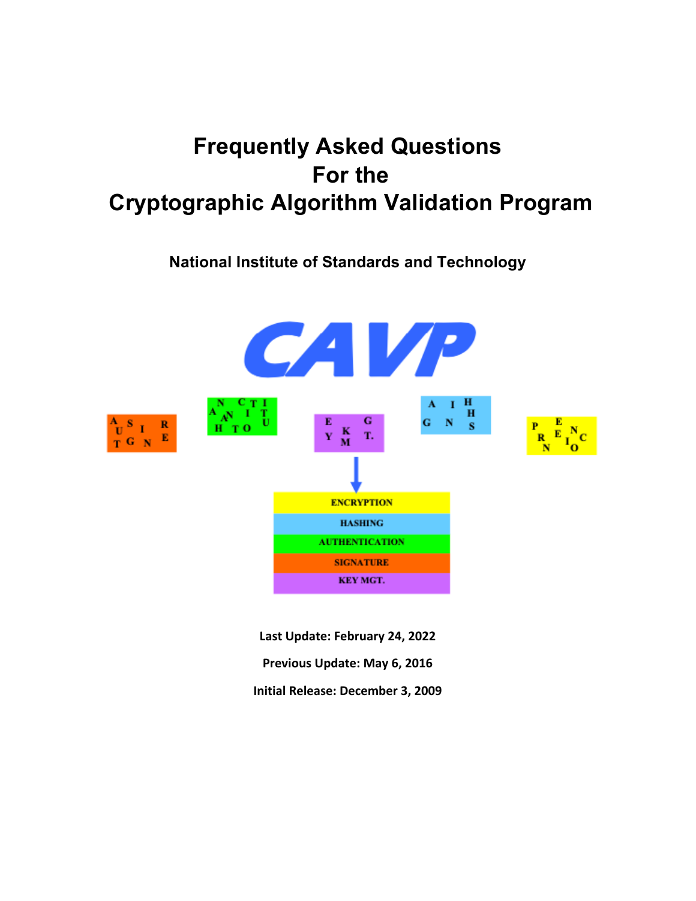# Frequently Asked Questions For the Cryptographic Algorithm Validation Program

## National Institute of Standards and Technology

**Last Update: February 24, 2022**

**Previous Update: May 6, 2016**

**Initial Release: December 3, 2009**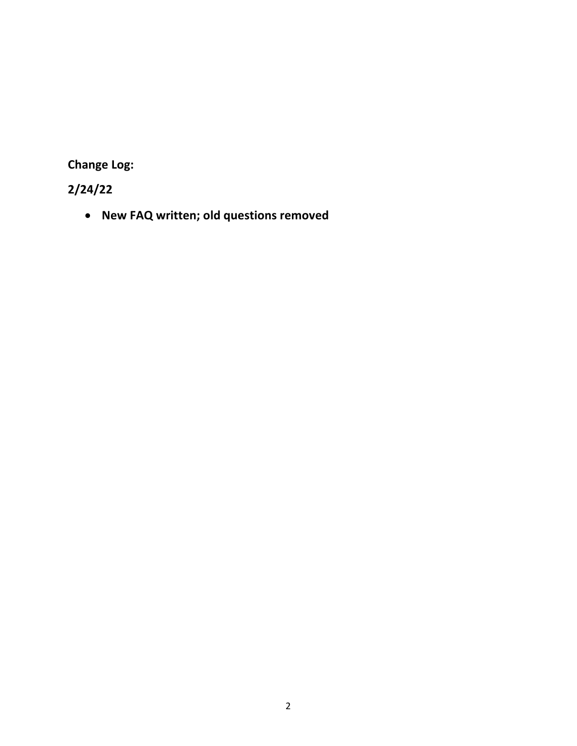**Change Log:**

**2/24/22**

- **New FAQ written; old questions removed**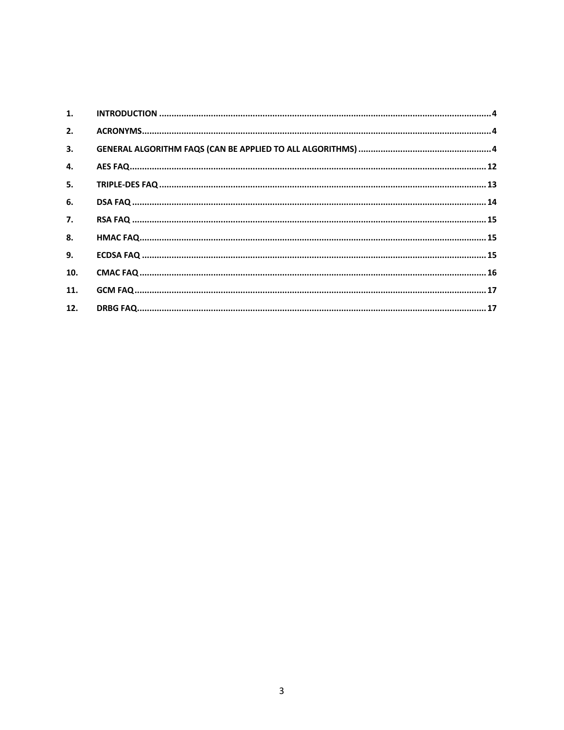1. INTRODUCTION ..... 4
2. ACRONYMS ..... 4
3. GENERAL ALGORITHM FAQS (CAN BE APPLIED TO ALL ALGORITHMS) ..... 4
4. AES FAQ ..... 12
5. TRIPLE-DES FAQ ..... 13
6. DSA FAQ ..... 14
7. RSA FAQ ..... 15
8. HMAC FAQ ..... 15
9. ECDSA FAQ ..... 15
10. CMAC FAQ ..... 16
11. GCM FAQ ..... 17
12. DRBG FAQ ..... 17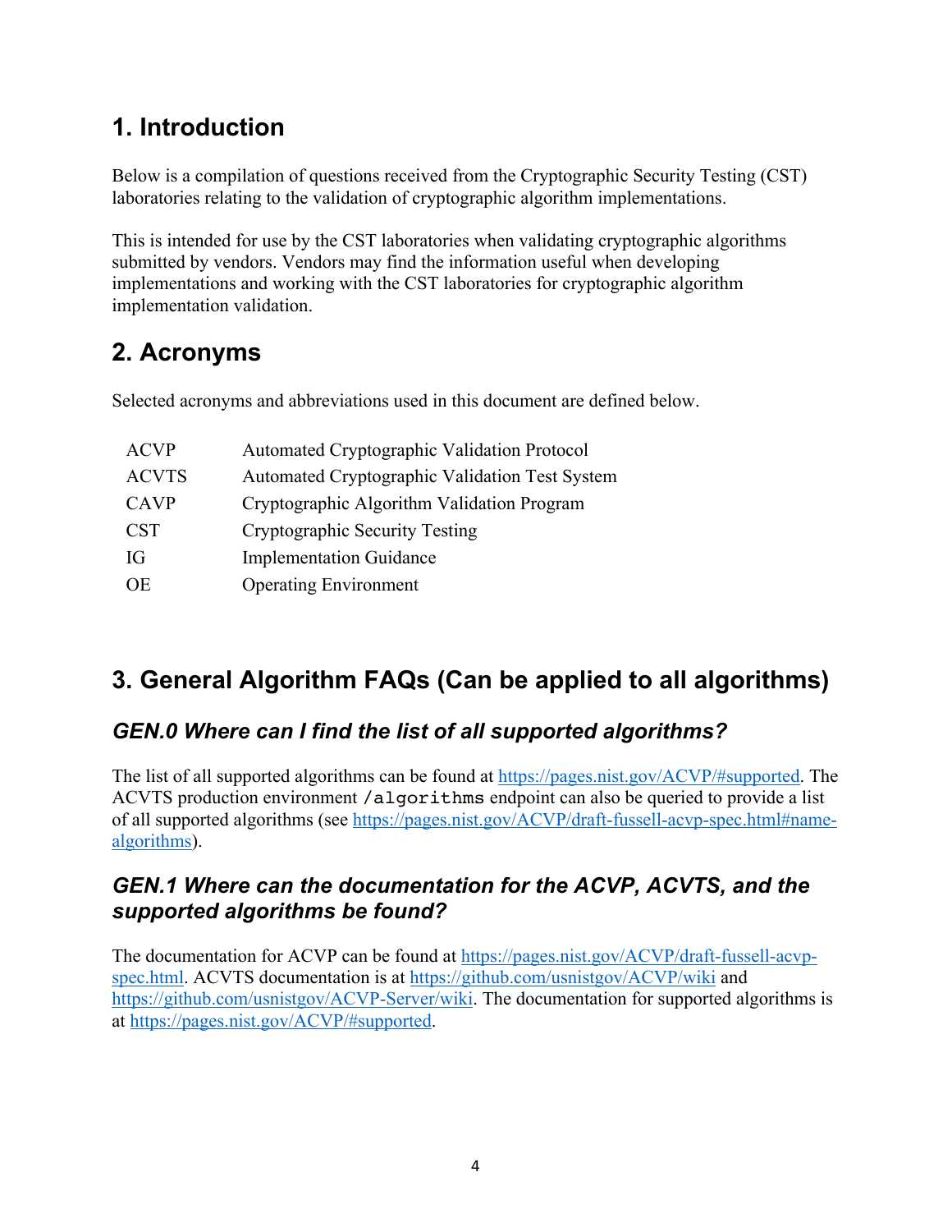# 1. Introduction

Below is a compilation of questions received from the Cryptographic Security Testing (CST) laboratories relating to the validation of cryptographic algorithm implementations.

This is intended for use by the CST laboratories when validating cryptographic algorithms submitted by vendors. Vendors may find the information useful when developing implementations and working with the CST laboratories for cryptographic algorithm implementation validation.

# 2. Acronyms

Selected acronyms and abbreviations used in this document are defined below.

| | |
|---|---|
| ACVP | Automated Cryptographic Validation Protocol |
| ACVTS | Automated Cryptographic Validation Test System |
| CAVP | Cryptographic Algorithm Validation Program |
| CST | Cryptographic Security Testing |
| IG | Implementation Guidance |
| OE | Operating Environment |

# 3. General Algorithm FAQs (Can be applied to all algorithms)

## *GEN.0 Where can I find the list of all supported algorithms?*

The list of all supported algorithms can be found at https://pages.nist.gov/ACVP/#supported. The ACVTS production environment `/algorithms` endpoint can also be queried to provide a list of all supported algorithms (see https://pages.nist.gov/ACVP/draft-fussell-acvp-spec.html#name-algorithms).

## *GEN.1 Where can the documentation for the ACVP, ACVTS, and the supported algorithms be found?*

The documentation for ACVP can be found at https://pages.nist.gov/ACVP/draft-fussell-acvp-spec.html. ACVTS documentation is at https://github.com/usnistgov/ACVP/wiki and https://github.com/usnistgov/ACVP-Server/wiki. The documentation for supported algorithms is at https://pages.nist.gov/ACVP/#supported.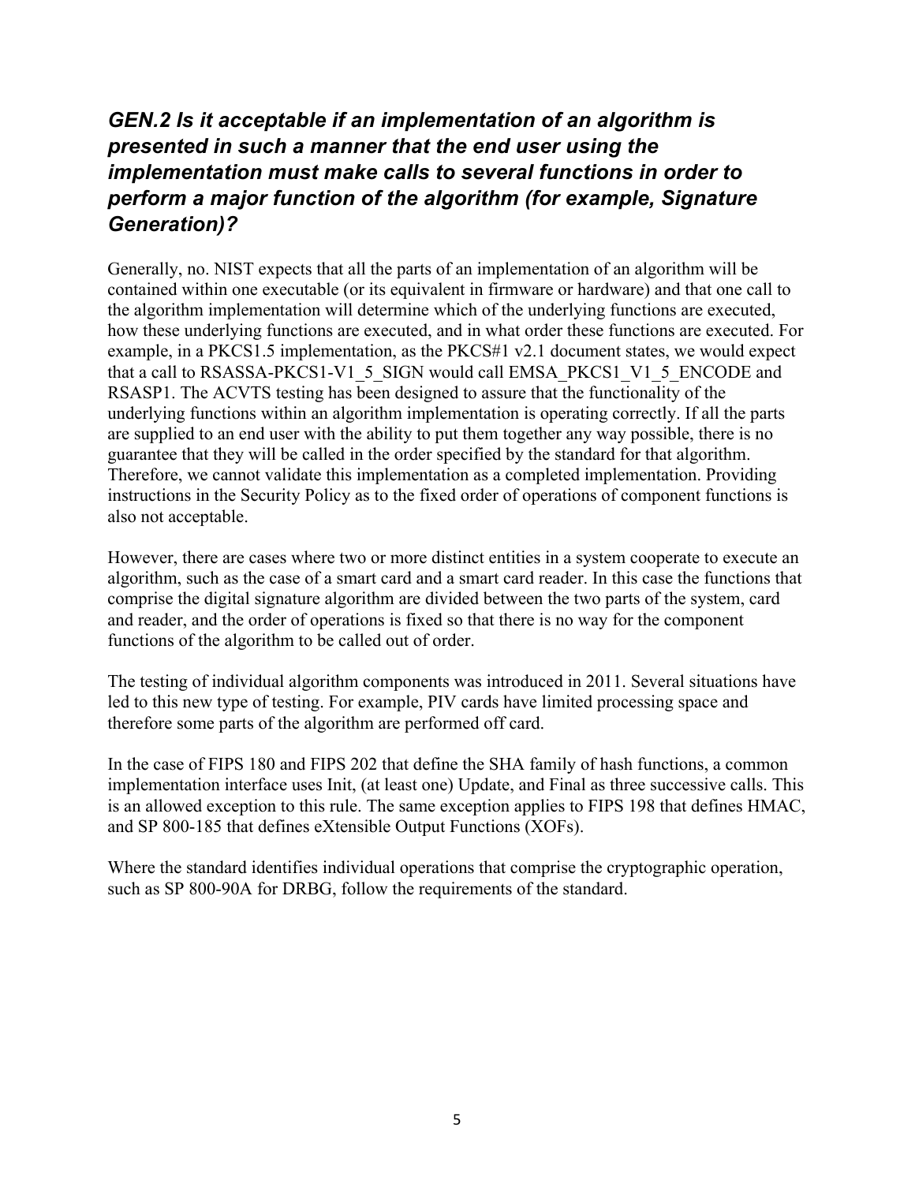### *GEN.2 Is it acceptable if an implementation of an algorithm is presented in such a manner that the end user using the implementation must make calls to several functions in order to perform a major function of the algorithm (for example, Signature Generation)?*

Generally, no. NIST expects that all the parts of an implementation of an algorithm will be contained within one executable (or its equivalent in firmware or hardware) and that one call to the algorithm implementation will determine which of the underlying functions are executed, how these underlying functions are executed, and in what order these functions are executed. For example, in a PKCS1.5 implementation, as the PKCS#1 v2.1 document states, we would expect that a call to RSASSA-PKCS1-V1_5_SIGN would call EMSA_PKCS1_V1_5_ENCODE and RSASP1. The ACVTS testing has been designed to assure that the functionality of the underlying functions within an algorithm implementation is operating correctly. If all the parts are supplied to an end user with the ability to put them together any way possible, there is no guarantee that they will be called in the order specified by the standard for that algorithm. Therefore, we cannot validate this implementation as a completed implementation. Providing instructions in the Security Policy as to the fixed order of operations of component functions is also not acceptable.

However, there are cases where two or more distinct entities in a system cooperate to execute an algorithm, such as the case of a smart card and a smart card reader. In this case the functions that comprise the digital signature algorithm are divided between the two parts of the system, card and reader, and the order of operations is fixed so that there is no way for the component functions of the algorithm to be called out of order.

The testing of individual algorithm components was introduced in 2011. Several situations have led to this new type of testing. For example, PIV cards have limited processing space and therefore some parts of the algorithm are performed off card.

In the case of FIPS 180 and FIPS 202 that define the SHA family of hash functions, a common implementation interface uses Init, (at least one) Update, and Final as three successive calls. This is an allowed exception to this rule. The same exception applies to FIPS 198 that defines HMAC, and SP 800-185 that defines eXtensible Output Functions (XOFs).

Where the standard identifies individual operations that comprise the cryptographic operation, such as SP 800-90A for DRBG, follow the requirements of the standard.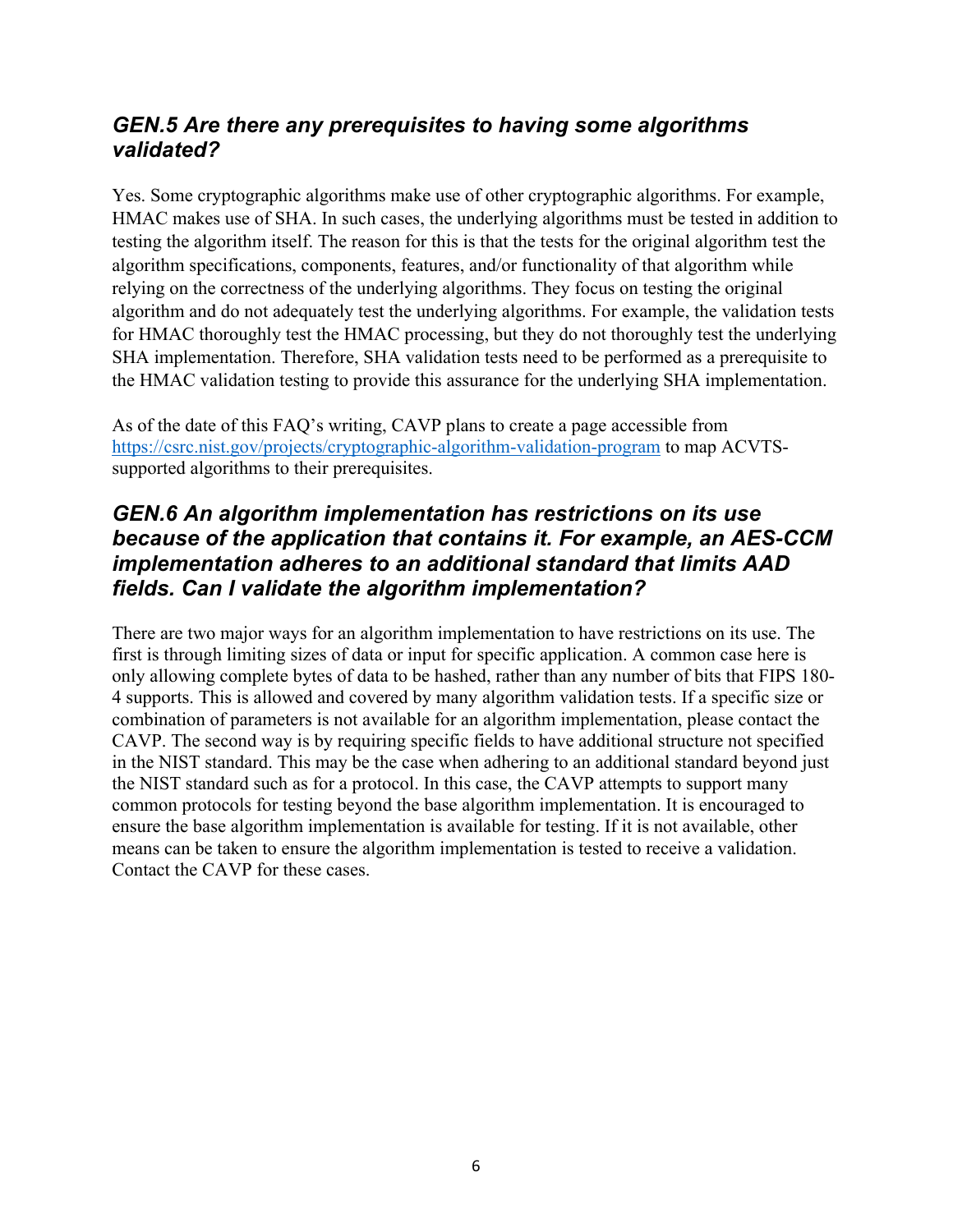## *GEN.5 Are there any prerequisites to having some algorithms validated?*

Yes. Some cryptographic algorithms make use of other cryptographic algorithms. For example, HMAC makes use of SHA. In such cases, the underlying algorithms must be tested in addition to testing the algorithm itself. The reason for this is that the tests for the original algorithm test the algorithm specifications, components, features, and/or functionality of that algorithm while relying on the correctness of the underlying algorithms. They focus on testing the original algorithm and do not adequately test the underlying algorithms. For example, the validation tests for HMAC thoroughly test the HMAC processing, but they do not thoroughly test the underlying SHA implementation. Therefore, SHA validation tests need to be performed as a prerequisite to the HMAC validation testing to provide this assurance for the underlying SHA implementation.

As of the date of this FAQ's writing, CAVP plans to create a page accessible from [https://csrc.nist.gov/projects/cryptographic-algorithm-validation-program](https://csrc.nist.gov/projects/cryptographic-algorithm-validation-program) to map ACVTS-supported algorithms to their prerequisites.

## *GEN.6 An algorithm implementation has restrictions on its use because of the application that contains it. For example, an AES-CCM implementation adheres to an additional standard that limits AAD fields. Can I validate the algorithm implementation?*

There are two major ways for an algorithm implementation to have restrictions on its use. The first is through limiting sizes of data or input for specific application. A common case here is only allowing complete bytes of data to be hashed, rather than any number of bits that FIPS 180-4 supports. This is allowed and covered by many algorithm validation tests. If a specific size or combination of parameters is not available for an algorithm implementation, please contact the CAVP. The second way is by requiring specific fields to have additional structure not specified in the NIST standard. This may be the case when adhering to an additional standard beyond just the NIST standard such as for a protocol. In this case, the CAVP attempts to support many common protocols for testing beyond the base algorithm implementation. It is encouraged to ensure the base algorithm implementation is available for testing. If it is not available, other means can be taken to ensure the algorithm implementation is tested to receive a validation. Contact the CAVP for these cases.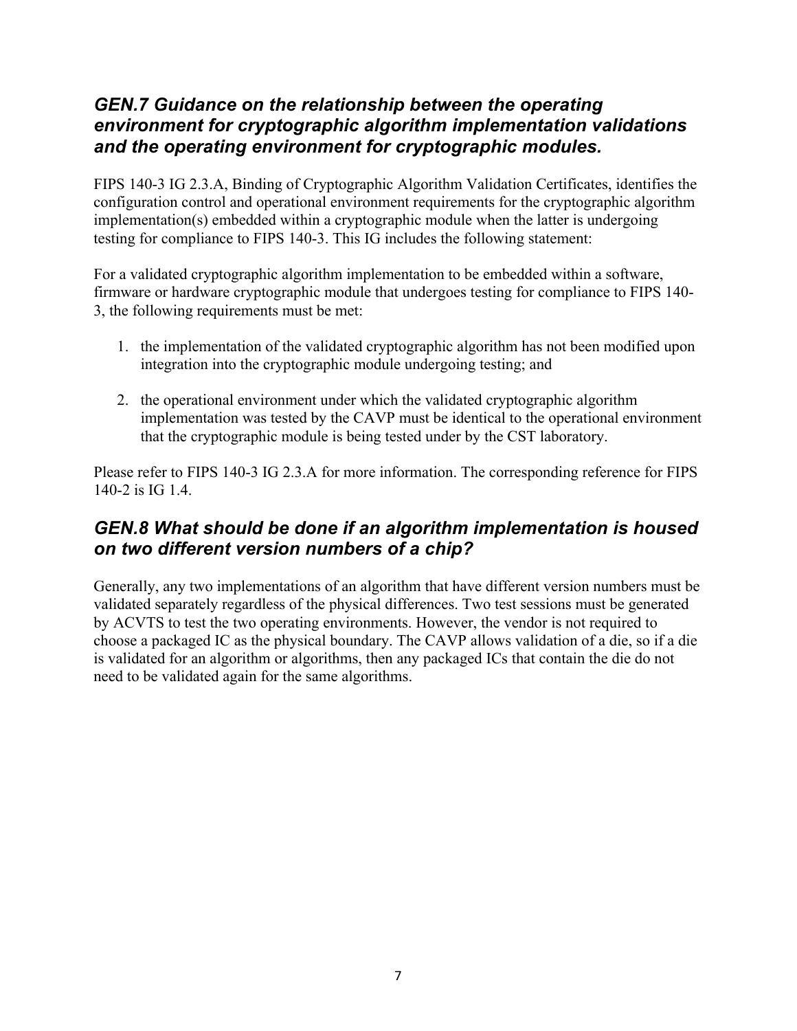## *GEN.7 Guidance on the relationship between the operating environment for cryptographic algorithm implementation validations and the operating environment for cryptographic modules.*

FIPS 140-3 IG 2.3.A, Binding of Cryptographic Algorithm Validation Certificates, identifies the configuration control and operational environment requirements for the cryptographic algorithm implementation(s) embedded within a cryptographic module when the latter is undergoing testing for compliance to FIPS 140-3. This IG includes the following statement:

For a validated cryptographic algorithm implementation to be embedded within a software, firmware or hardware cryptographic module that undergoes testing for compliance to FIPS 140-3, the following requirements must be met:

1. the implementation of the validated cryptographic algorithm has not been modified upon integration into the cryptographic module undergoing testing; and

2. the operational environment under which the validated cryptographic algorithm implementation was tested by the CAVP must be identical to the operational environment that the cryptographic module is being tested under by the CST laboratory.

Please refer to FIPS 140-3 IG 2.3.A for more information. The corresponding reference for FIPS 140-2 is IG 1.4.

## *GEN.8 What should be done if an algorithm implementation is housed on two different version numbers of a chip?*

Generally, any two implementations of an algorithm that have different version numbers must be validated separately regardless of the physical differences. Two test sessions must be generated by ACVTS to test the two operating environments. However, the vendor is not required to choose a packaged IC as the physical boundary. The CAVP allows validation of a die, so if a die is validated for an algorithm or algorithms, then any packaged ICs that contain the die do not need to be validated again for the same algorithms.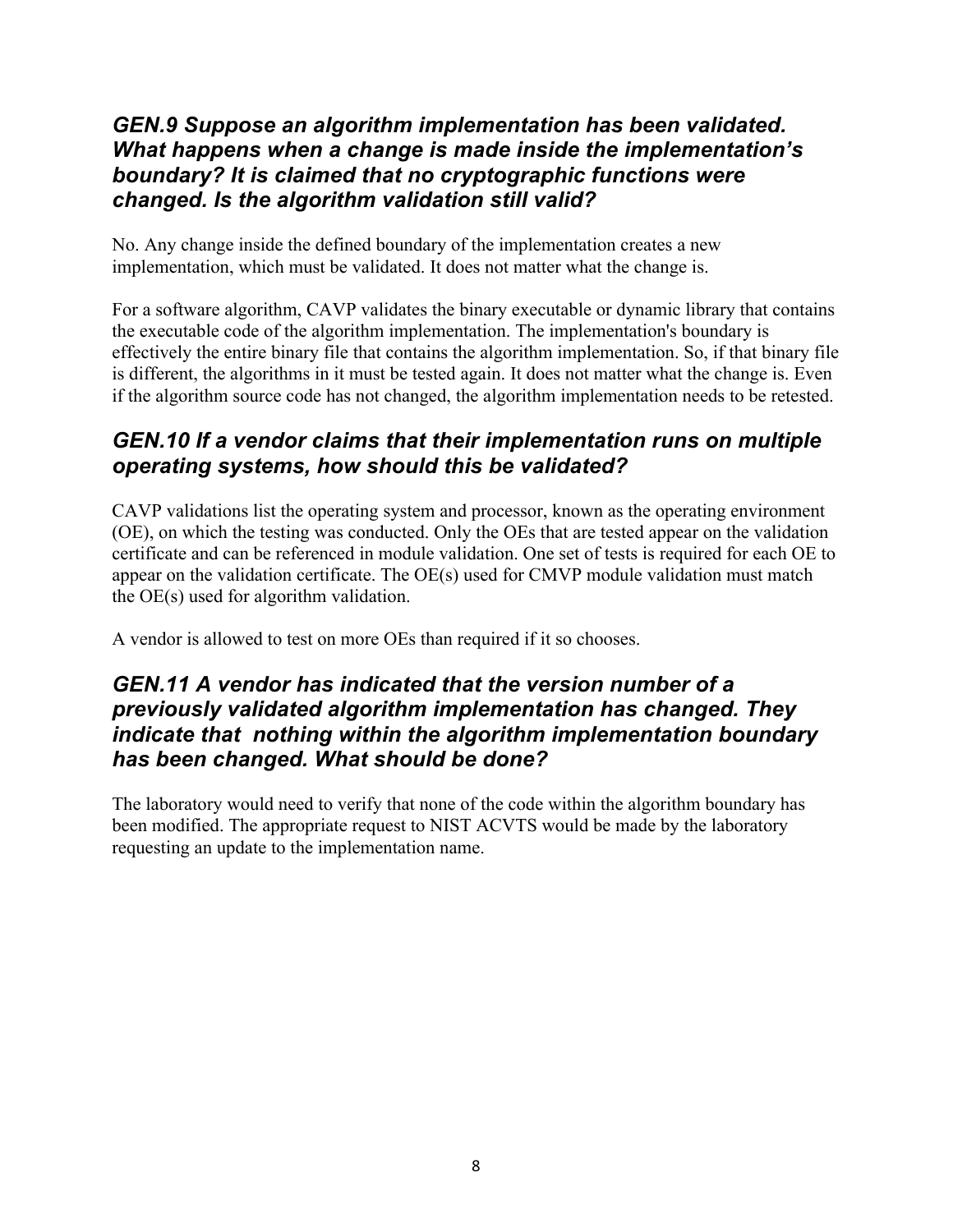### *GEN.9 Suppose an algorithm implementation has been validated. What happens when a change is made inside the implementation's boundary? It is claimed that no cryptographic functions were changed. Is the algorithm validation still valid?*

No. Any change inside the defined boundary of the implementation creates a new implementation, which must be validated. It does not matter what the change is.

For a software algorithm, CAVP validates the binary executable or dynamic library that contains the executable code of the algorithm implementation. The implementation's boundary is effectively the entire binary file that contains the algorithm implementation. So, if that binary file is different, the algorithms in it must be tested again. It does not matter what the change is. Even if the algorithm source code has not changed, the algorithm implementation needs to be retested.

### *GEN.10 If a vendor claims that their implementation runs on multiple operating systems, how should this be validated?*

CAVP validations list the operating system and processor, known as the operating environment (OE), on which the testing was conducted. Only the OEs that are tested appear on the validation certificate and can be referenced in module validation. One set of tests is required for each OE to appear on the validation certificate. The OE(s) used for CMVP module validation must match the OE(s) used for algorithm validation.

A vendor is allowed to test on more OEs than required if it so chooses.

### *GEN.11 A vendor has indicated that the version number of a previously validated algorithm implementation has changed. They indicate that nothing within the algorithm implementation boundary has been changed. What should be done?*

The laboratory would need to verify that none of the code within the algorithm boundary has been modified. The appropriate request to NIST ACVTS would be made by the laboratory requesting an update to the implementation name.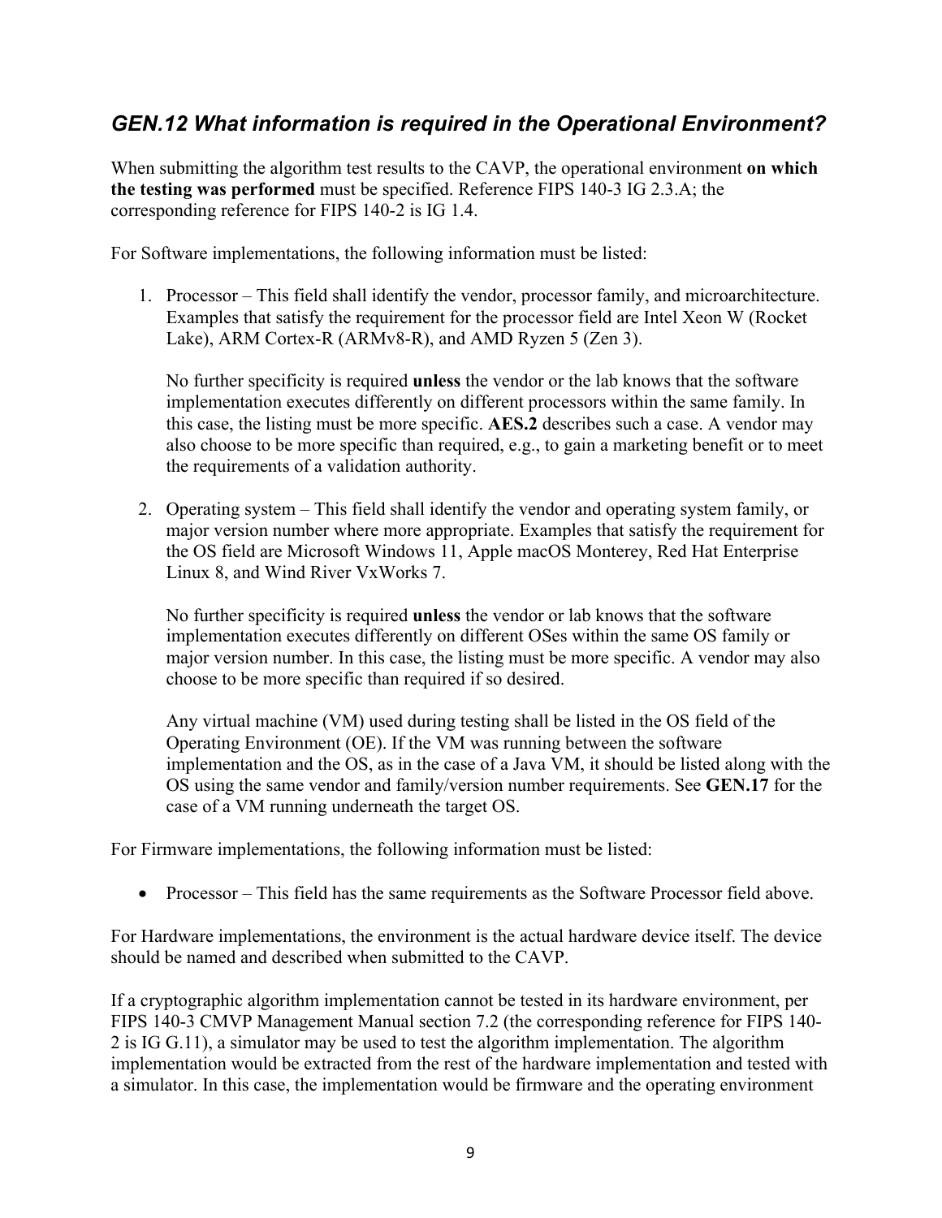## *GEN.12 What information is required in the Operational Environment?*

When submitting the algorithm test results to the CAVP, the operational environment **on which the testing was performed** must be specified. Reference FIPS 140-3 IG 2.3.A; the corresponding reference for FIPS 140-2 is IG 1.4.

For Software implementations, the following information must be listed:

1. Processor – This field shall identify the vendor, processor family, and microarchitecture. Examples that satisfy the requirement for the processor field are Intel Xeon W (Rocket Lake), ARM Cortex-R (ARMv8-R), and AMD Ryzen 5 (Zen 3).

   No further specificity is required **unless** the vendor or the lab knows that the software implementation executes differently on different processors within the same family. In this case, the listing must be more specific. **AES.2** describes such a case. A vendor may also choose to be more specific than required, e.g., to gain a marketing benefit or to meet the requirements of a validation authority.

2. Operating system – This field shall identify the vendor and operating system family, or major version number where more appropriate. Examples that satisfy the requirement for the OS field are Microsoft Windows 11, Apple macOS Monterey, Red Hat Enterprise Linux 8, and Wind River VxWorks 7.

   No further specificity is required **unless** the vendor or lab knows that the software implementation executes differently on different OSes within the same OS family or major version number. In this case, the listing must be more specific. A vendor may also choose to be more specific than required if so desired.

   Any virtual machine (VM) used during testing shall be listed in the OS field of the Operating Environment (OE). If the VM was running between the software implementation and the OS, as in the case of a Java VM, it should be listed along with the OS using the same vendor and family/version number requirements. See **GEN.17** for the case of a VM running underneath the target OS.

For Firmware implementations, the following information must be listed:

- Processor – This field has the same requirements as the Software Processor field above.

For Hardware implementations, the environment is the actual hardware device itself. The device should be named and described when submitted to the CAVP.

If a cryptographic algorithm implementation cannot be tested in its hardware environment, per FIPS 140-3 CMVP Management Manual section 7.2 (the corresponding reference for FIPS 140-2 is IG G.11), a simulator may be used to test the algorithm implementation. The algorithm implementation would be extracted from the rest of the hardware implementation and tested with a simulator. In this case, the implementation would be firmware and the operating environment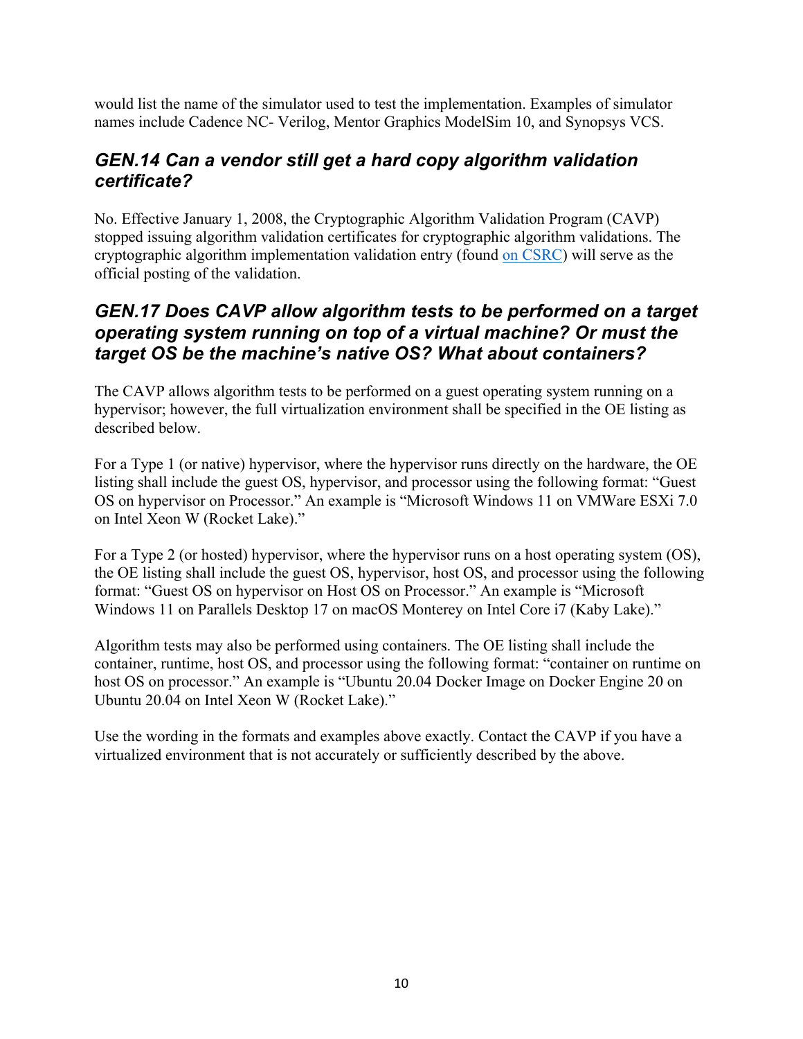would list the name of the simulator used to test the implementation. Examples of simulator names include Cadence NC- Verilog, Mentor Graphics ModelSim 10, and Synopsys VCS.

## *GEN.14 Can a vendor still get a hard copy algorithm validation certificate?*

No. Effective January 1, 2008, the Cryptographic Algorithm Validation Program (CAVP) stopped issuing algorithm validation certificates for cryptographic algorithm validations. The cryptographic algorithm implementation validation entry (found on CSRC) will serve as the official posting of the validation.

## *GEN.17 Does CAVP allow algorithm tests to be performed on a target operating system running on top of a virtual machine? Or must the target OS be the machine's native OS? What about containers?*

The CAVP allows algorithm tests to be performed on a guest operating system running on a hypervisor; however, the full virtualization environment shall be specified in the OE listing as described below.

For a Type 1 (or native) hypervisor, where the hypervisor runs directly on the hardware, the OE listing shall include the guest OS, hypervisor, and processor using the following format: "Guest OS on hypervisor on Processor." An example is "Microsoft Windows 11 on VMWare ESXi 7.0 on Intel Xeon W (Rocket Lake)."

For a Type 2 (or hosted) hypervisor, where the hypervisor runs on a host operating system (OS), the OE listing shall include the guest OS, hypervisor, host OS, and processor using the following format: "Guest OS on hypervisor on Host OS on Processor." An example is "Microsoft Windows 11 on Parallels Desktop 17 on macOS Monterey on Intel Core i7 (Kaby Lake)."

Algorithm tests may also be performed using containers. The OE listing shall include the container, runtime, host OS, and processor using the following format: "container on runtime on host OS on processor." An example is "Ubuntu 20.04 Docker Image on Docker Engine 20 on Ubuntu 20.04 on Intel Xeon W (Rocket Lake)."

Use the wording in the formats and examples above exactly. Contact the CAVP if you have a virtualized environment that is not accurately or sufficiently described by the above.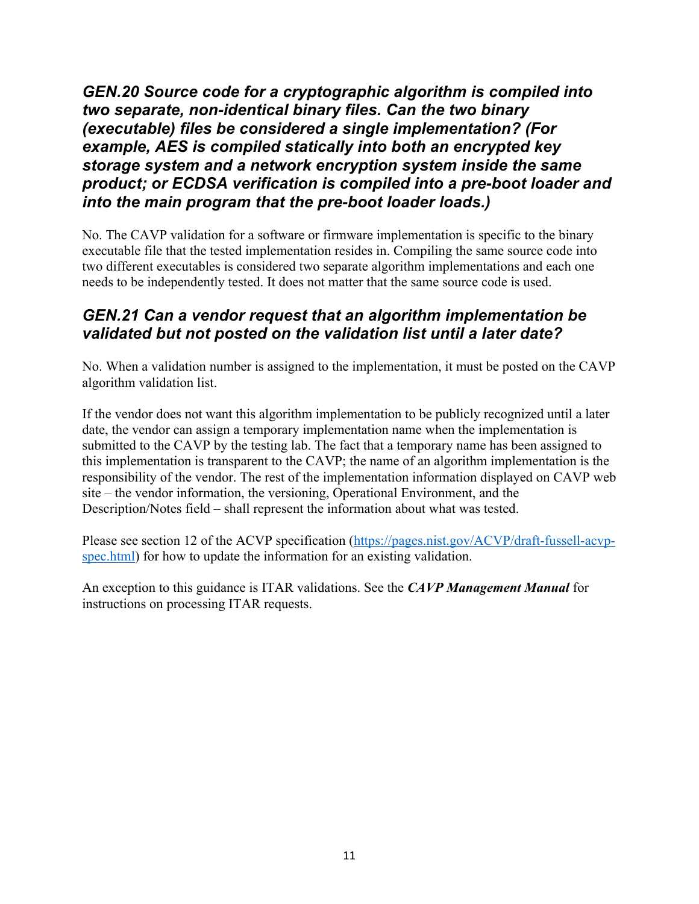### *GEN.20 Source code for a cryptographic algorithm is compiled into two separate, non-identical binary files. Can the two binary (executable) files be considered a single implementation? (For example, AES is compiled statically into both an encrypted key storage system and a network encryption system inside the same product; or ECDSA verification is compiled into a pre-boot loader and into the main program that the pre-boot loader loads.)*

No. The CAVP validation for a software or firmware implementation is specific to the binary executable file that the tested implementation resides in. Compiling the same source code into two different executables is considered two separate algorithm implementations and each one needs to be independently tested. It does not matter that the same source code is used.

### *GEN.21 Can a vendor request that an algorithm implementation be validated but not posted on the validation list until a later date?*

No. When a validation number is assigned to the implementation, it must be posted on the CAVP algorithm validation list.

If the vendor does not want this algorithm implementation to be publicly recognized until a later date, the vendor can assign a temporary implementation name when the implementation is submitted to the CAVP by the testing lab. The fact that a temporary name has been assigned to this implementation is transparent to the CAVP; the name of an algorithm implementation is the responsibility of the vendor. The rest of the implementation information displayed on CAVP web site – the vendor information, the versioning, Operational Environment, and the Description/Notes field – shall represent the information about what was tested.

Please see section 12 of the ACVP specification ([https://pages.nist.gov/ACVP/draft-fussell-acvp-spec.html](https://pages.nist.gov/ACVP/draft-fussell-acvp-spec.html)) for how to update the information for an existing validation.

An exception to this guidance is ITAR validations. See the ***CAVP Management Manual*** for instructions on processing ITAR requests.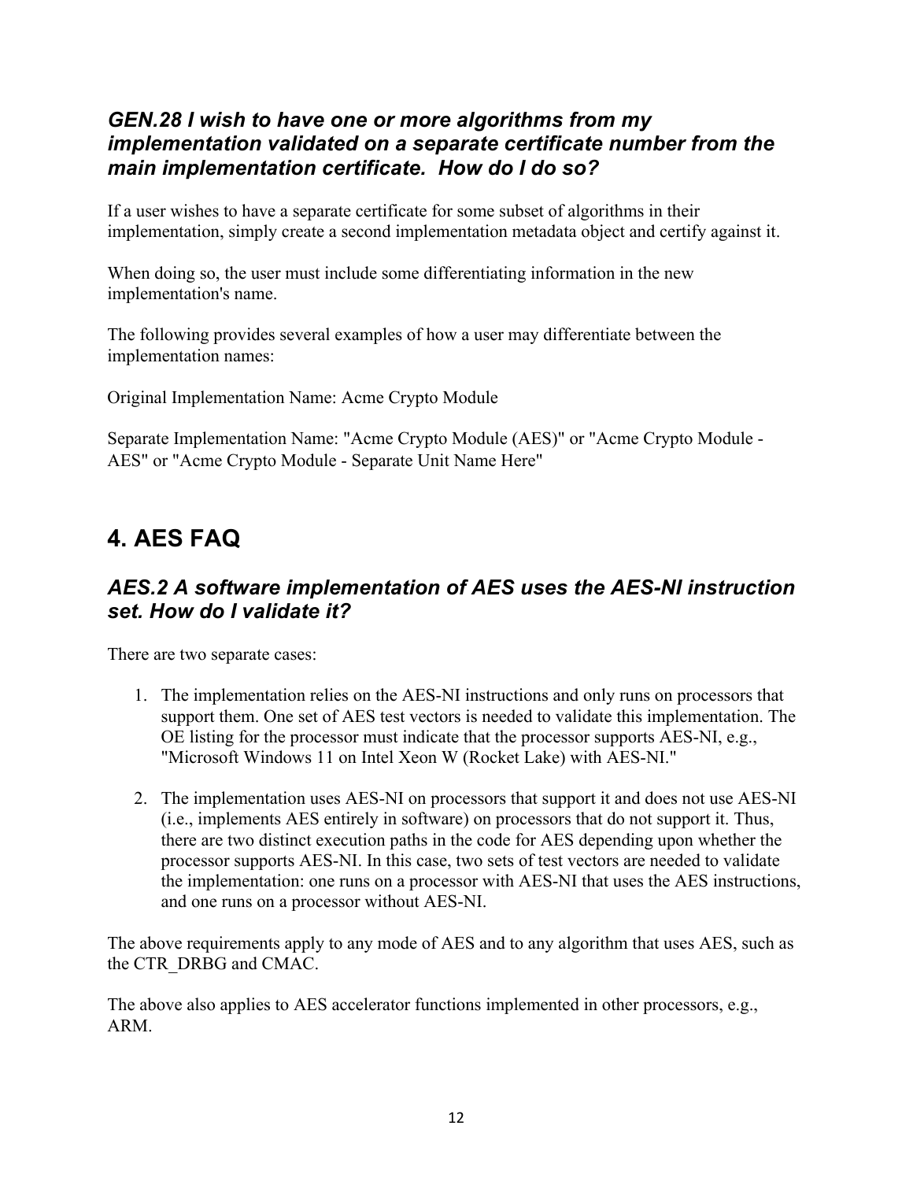### *GEN.28 I wish to have one or more algorithms from my implementation validated on a separate certificate number from the main implementation certificate. How do I do so?*

If a user wishes to have a separate certificate for some subset of algorithms in their implementation, simply create a second implementation metadata object and certify against it.

When doing so, the user must include some differentiating information in the new implementation's name.

The following provides several examples of how a user may differentiate between the implementation names:

Original Implementation Name: Acme Crypto Module

Separate Implementation Name: "Acme Crypto Module (AES)" or "Acme Crypto Module - AES" or "Acme Crypto Module - Separate Unit Name Here"

## 4. AES FAQ

### *AES.2 A software implementation of AES uses the AES-NI instruction set. How do I validate it?*

There are two separate cases:

1. The implementation relies on the AES-NI instructions and only runs on processors that support them. One set of AES test vectors is needed to validate this implementation. The OE listing for the processor must indicate that the processor supports AES-NI, e.g., "Microsoft Windows 11 on Intel Xeon W (Rocket Lake) with AES-NI."

2. The implementation uses AES-NI on processors that support it and does not use AES-NI (i.e., implements AES entirely in software) on processors that do not support it. Thus, there are two distinct execution paths in the code for AES depending upon whether the processor supports AES-NI. In this case, two sets of test vectors are needed to validate the implementation: one runs on a processor with AES-NI that uses the AES instructions, and one runs on a processor without AES-NI.

The above requirements apply to any mode of AES and to any algorithm that uses AES, such as the CTR_DRBG and CMAC.

The above also applies to AES accelerator functions implemented in other processors, e.g., ARM.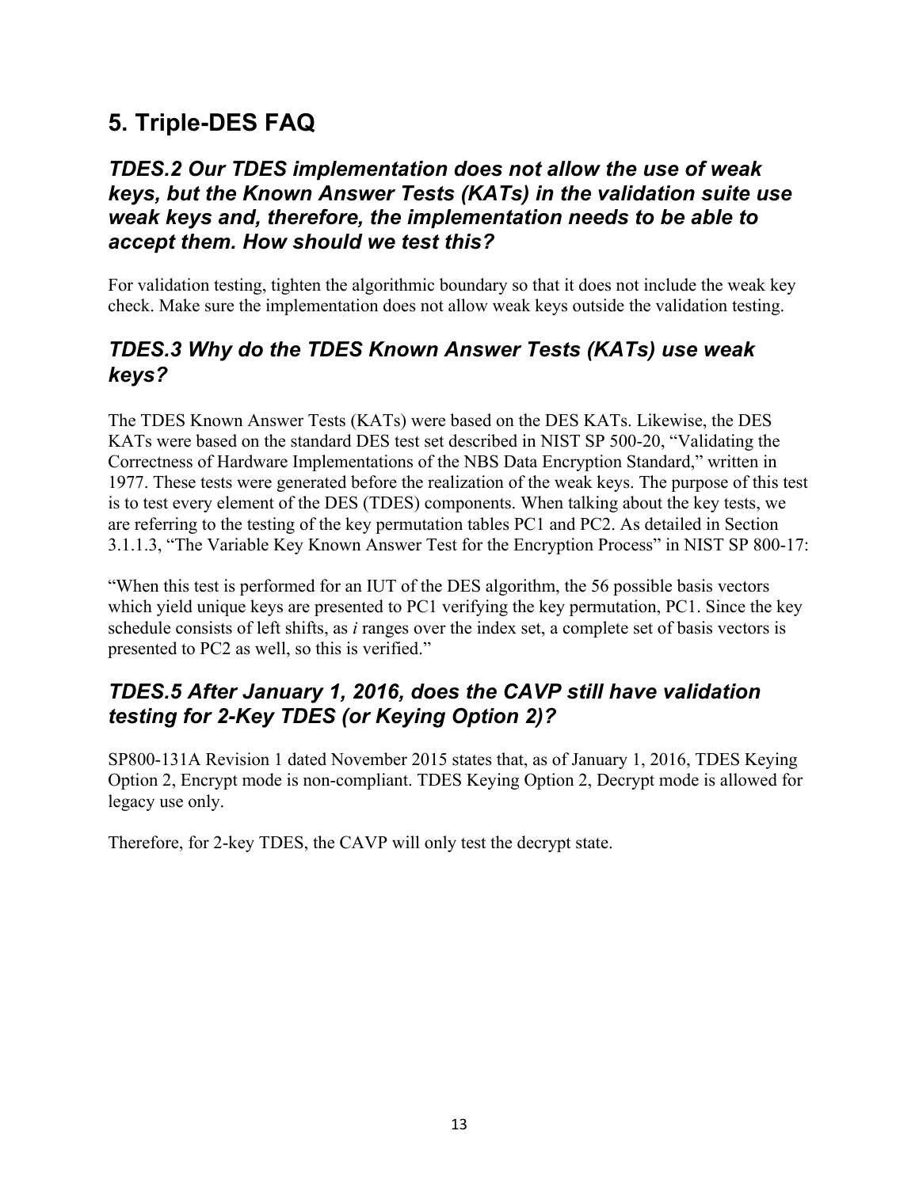# 5. Triple-DES FAQ

### *TDES.2 Our TDES implementation does not allow the use of weak keys, but the Known Answer Tests (KATs) in the validation suite use weak keys and, therefore, the implementation needs to be able to accept them. How should we test this?*

For validation testing, tighten the algorithmic boundary so that it does not include the weak key check. Make sure the implementation does not allow weak keys outside the validation testing.

### *TDES.3 Why do the TDES Known Answer Tests (KATs) use weak keys?*

The TDES Known Answer Tests (KATs) were based on the DES KATs. Likewise, the DES KATs were based on the standard DES test set described in NIST SP 500-20, "Validating the Correctness of Hardware Implementations of the NBS Data Encryption Standard," written in 1977. These tests were generated before the realization of the weak keys. The purpose of this test is to test every element of the DES (TDES) components. When talking about the key tests, we are referring to the testing of the key permutation tables PC1 and PC2. As detailed in Section 3.1.1.3, "The Variable Key Known Answer Test for the Encryption Process" in NIST SP 800-17:

"When this test is performed for an IUT of the DES algorithm, the 56 possible basis vectors which yield unique keys are presented to PC1 verifying the key permutation, PC1. Since the key schedule consists of left shifts, as *i* ranges over the index set, a complete set of basis vectors is presented to PC2 as well, so this is verified."

### *TDES.5 After January 1, 2016, does the CAVP still have validation testing for 2-Key TDES (or Keying Option 2)?*

SP800-131A Revision 1 dated November 2015 states that, as of January 1, 2016, TDES Keying Option 2, Encrypt mode is non-compliant. TDES Keying Option 2, Decrypt mode is allowed for legacy use only.

Therefore, for 2-key TDES, the CAVP will only test the decrypt state.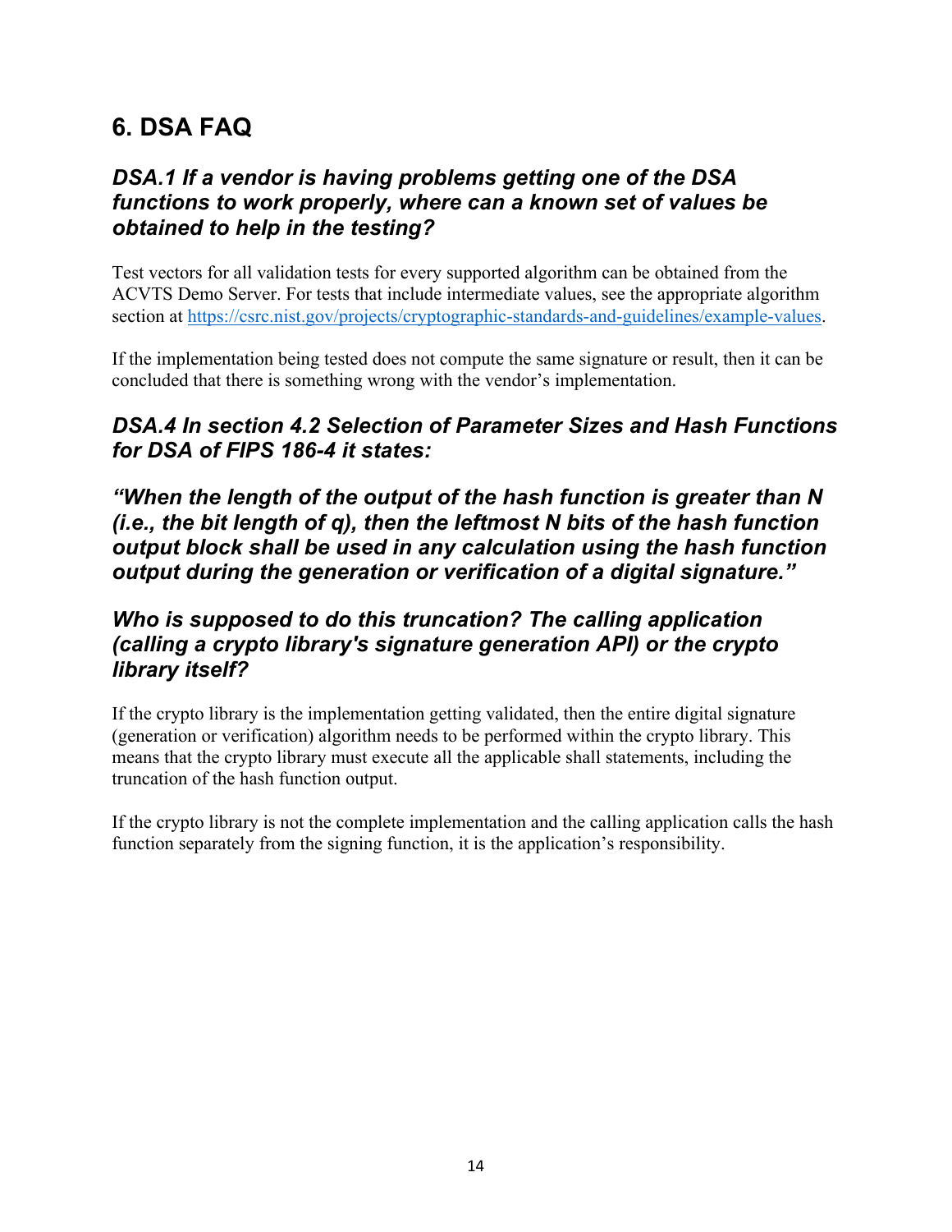# 6. DSA FAQ

### *DSA.1 If a vendor is having problems getting one of the DSA functions to work properly, where can a known set of values be obtained to help in the testing?*

Test vectors for all validation tests for every supported algorithm can be obtained from the ACVTS Demo Server. For tests that include intermediate values, see the appropriate algorithm section at https://csrc.nist.gov/projects/cryptographic-standards-and-guidelines/example-values.

If the implementation being tested does not compute the same signature or result, then it can be concluded that there is something wrong with the vendor's implementation.

### *DSA.4 In section 4.2 Selection of Parameter Sizes and Hash Functions for DSA of FIPS 186-4 it states:*

### *"When the length of the output of the hash function is greater than N (i.e., the bit length of q), then the leftmost N bits of the hash function output block shall be used in any calculation using the hash function output during the generation or verification of a digital signature."*

### *Who is supposed to do this truncation? The calling application (calling a crypto library's signature generation API) or the crypto library itself?*

If the crypto library is the implementation getting validated, then the entire digital signature (generation or verification) algorithm needs to be performed within the crypto library. This means that the crypto library must execute all the applicable shall statements, including the truncation of the hash function output.

If the crypto library is not the complete implementation and the calling application calls the hash function separately from the signing function, it is the application's responsibility.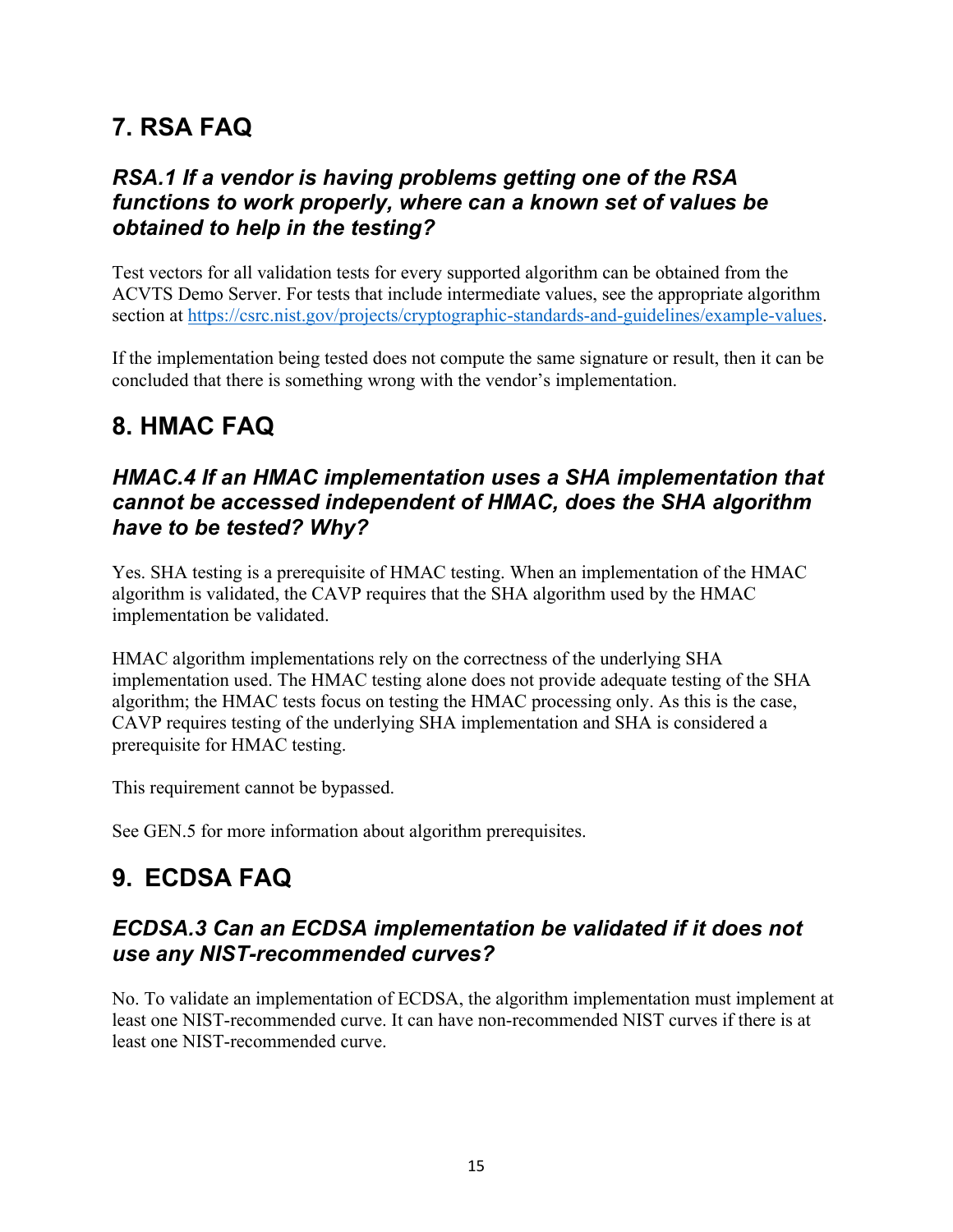# 7. RSA FAQ

### *RSA.1 If a vendor is having problems getting one of the RSA functions to work properly, where can a known set of values be obtained to help in the testing?*

Test vectors for all validation tests for every supported algorithm can be obtained from the ACVTS Demo Server. For tests that include intermediate values, see the appropriate algorithm section at [https://csrc.nist.gov/projects/cryptographic-standards-and-guidelines/example-values](https://csrc.nist.gov/projects/cryptographic-standards-and-guidelines/example-values).

If the implementation being tested does not compute the same signature or result, then it can be concluded that there is something wrong with the vendor's implementation.

# 8. HMAC FAQ

### *HMAC.4 If an HMAC implementation uses a SHA implementation that cannot be accessed independent of HMAC, does the SHA algorithm have to be tested? Why?*

Yes. SHA testing is a prerequisite of HMAC testing. When an implementation of the HMAC algorithm is validated, the CAVP requires that the SHA algorithm used by the HMAC implementation be validated.

HMAC algorithm implementations rely on the correctness of the underlying SHA implementation used. The HMAC testing alone does not provide adequate testing of the SHA algorithm; the HMAC tests focus on testing the HMAC processing only. As this is the case, CAVP requires testing of the underlying SHA implementation and SHA is considered a prerequisite for HMAC testing.

This requirement cannot be bypassed.

See GEN.5 for more information about algorithm prerequisites.

# 9. ECDSA FAQ

### *ECDSA.3 Can an ECDSA implementation be validated if it does not use any NIST-recommended curves?*

No. To validate an implementation of ECDSA, the algorithm implementation must implement at least one NIST-recommended curve. It can have non-recommended NIST curves if there is at least one NIST-recommended curve.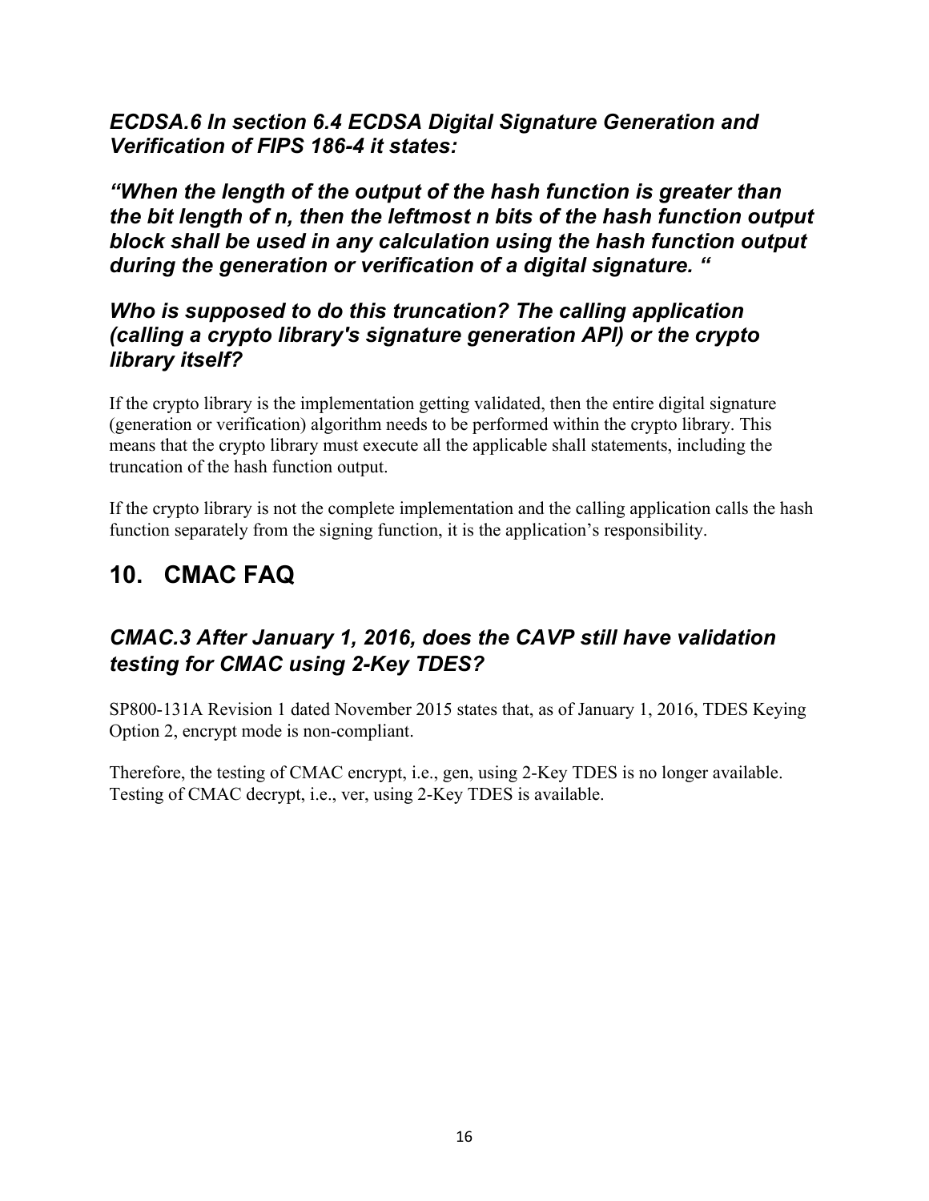### *ECDSA.6 In section 6.4 ECDSA Digital Signature Generation and Verification of FIPS 186-4 it states:*

### *"When the length of the output of the hash function is greater than the bit length of n, then the leftmost n bits of the hash function output block shall be used in any calculation using the hash function output during the generation or verification of a digital signature. "*

### *Who is supposed to do this truncation? The calling application (calling a crypto library's signature generation API) or the crypto library itself?*

If the crypto library is the implementation getting validated, then the entire digital signature (generation or verification) algorithm needs to be performed within the crypto library. This means that the crypto library must execute all the applicable shall statements, including the truncation of the hash function output.

If the crypto library is not the complete implementation and the calling application calls the hash function separately from the signing function, it is the application's responsibility.

## 10. CMAC FAQ

### *CMAC.3 After January 1, 2016, does the CAVP still have validation testing for CMAC using 2-Key TDES?*

SP800-131A Revision 1 dated November 2015 states that, as of January 1, 2016, TDES Keying Option 2, encrypt mode is non-compliant.

Therefore, the testing of CMAC encrypt, i.e., gen, using 2-Key TDES is no longer available. Testing of CMAC decrypt, i.e., ver, using 2-Key TDES is available.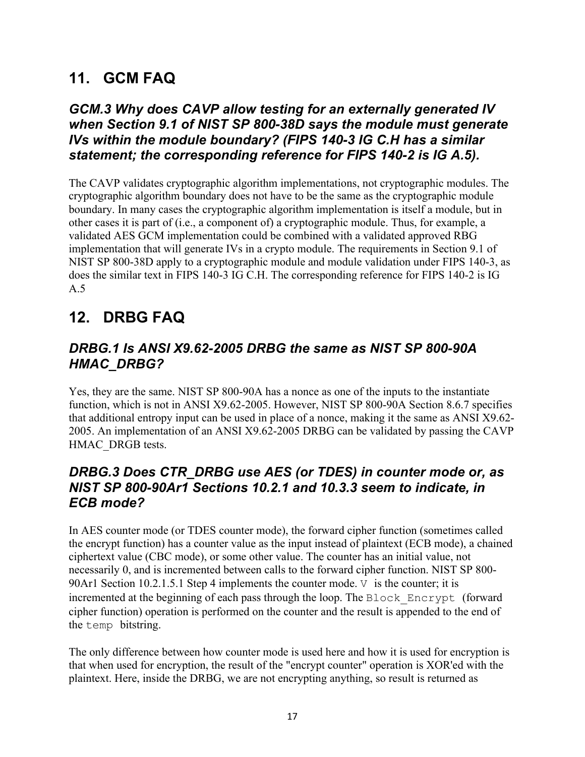## 11. GCM FAQ

### *GCM.3 Why does CAVP allow testing for an externally generated IV when Section 9.1 of NIST SP 800-38D says the module must generate IVs within the module boundary? (FIPS 140-3 IG C.H has a similar statement; the corresponding reference for FIPS 140-2 is IG A.5).*

The CAVP validates cryptographic algorithm implementations, not cryptographic modules. The cryptographic algorithm boundary does not have to be the same as the cryptographic module boundary. In many cases the cryptographic algorithm implementation is itself a module, but in other cases it is part of (i.e., a component of) a cryptographic module. Thus, for example, a validated AES GCM implementation could be combined with a validated approved RBG implementation that will generate IVs in a crypto module. The requirements in Section 9.1 of NIST SP 800-38D apply to a cryptographic module and module validation under FIPS 140-3, as does the similar text in FIPS 140-3 IG C.H. The corresponding reference for FIPS 140-2 is IG A.5

## 12. DRBG FAQ

### *DRBG.1 Is ANSI X9.62-2005 DRBG the same as NIST SP 800-90A HMAC_DRBG?*

Yes, they are the same. NIST SP 800-90A has a nonce as one of the inputs to the instantiate function, which is not in ANSI X9.62-2005. However, NIST SP 800-90A Section 8.6.7 specifies that additional entropy input can be used in place of a nonce, making it the same as ANSI X9.62-2005. An implementation of an ANSI X9.62-2005 DRBG can be validated by passing the CAVP HMAC_DRGB tests.

### *DRBG.3 Does CTR_DRBG use AES (or TDES) in counter mode or, as NIST SP 800-90Ar1 Sections 10.2.1 and 10.3.3 seem to indicate, in ECB mode?*

In AES counter mode (or TDES counter mode), the forward cipher function (sometimes called the encrypt function) has a counter value as the input instead of plaintext (ECB mode), a chained ciphertext value (CBC mode), or some other value. The counter has an initial value, not necessarily 0, and is incremented between calls to the forward cipher function. NIST SP 800-90Ar1 Section 10.2.1.5.1 Step 4 implements the counter mode. `V` is the counter; it is incremented at the beginning of each pass through the loop. The `Block_Encrypt` (forward cipher function) operation is performed on the counter and the result is appended to the end of the `temp` bitstring.

The only difference between how counter mode is used here and how it is used for encryption is that when used for encryption, the result of the "encrypt counter" operation is XOR'ed with the plaintext. Here, inside the DRBG, we are not encrypting anything, so result is returned as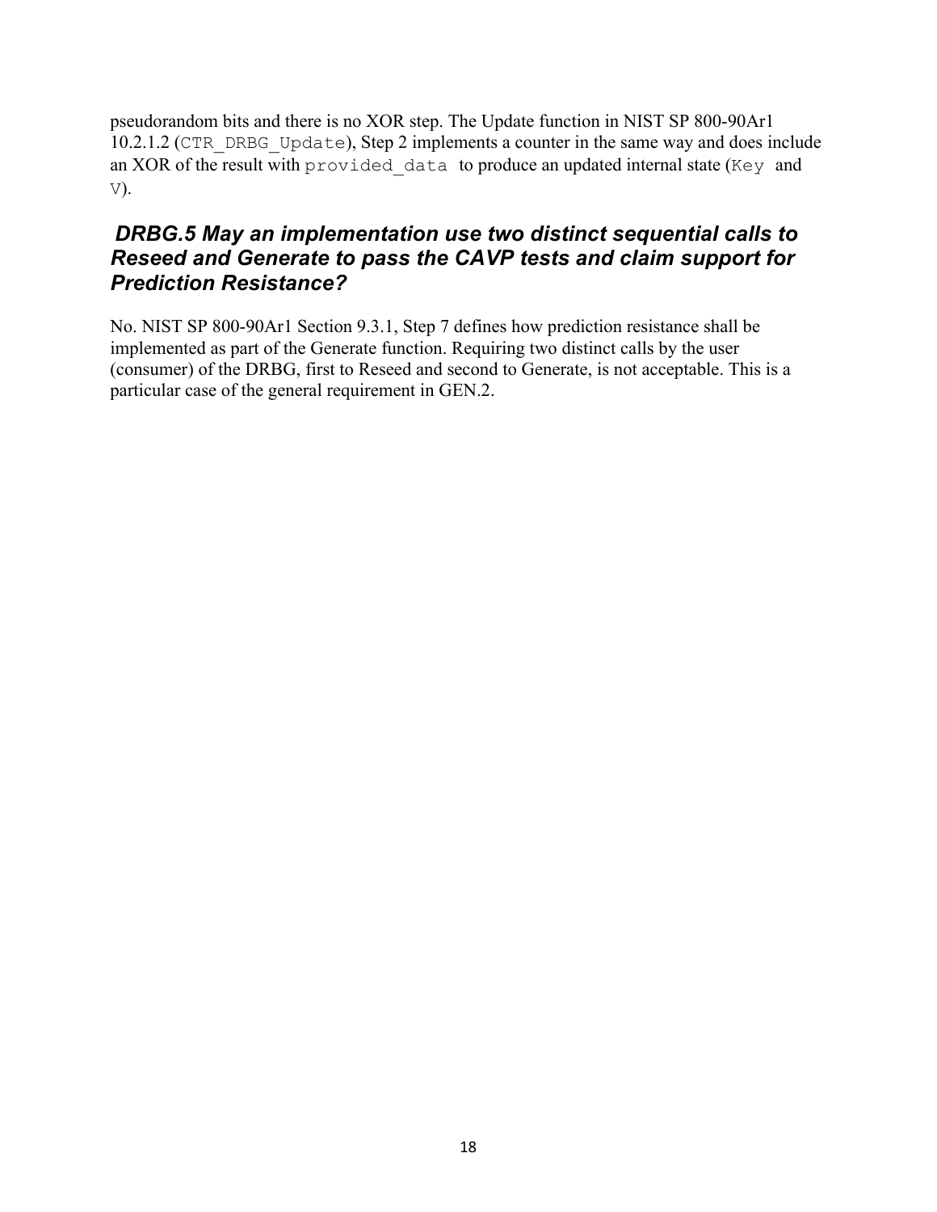pseudorandom bits and there is no XOR step. The Update function in NIST SP 800-90Ar1 10.2.1.2 (`CTR_DRBG_Update`), Step 2 implements a counter in the same way and does include an XOR of the result with `provided_data` to produce an updated internal state (`Key` and `V`).

### *DRBG.5 May an implementation use two distinct sequential calls to Reseed and Generate to pass the CAVP tests and claim support for Prediction Resistance?*

No. NIST SP 800-90Ar1 Section 9.3.1, Step 7 defines how prediction resistance shall be implemented as part of the Generate function. Requiring two distinct calls by the user (consumer) of the DRBG, first to Reseed and second to Generate, is not acceptable. This is a particular case of the general requirement in GEN.2.